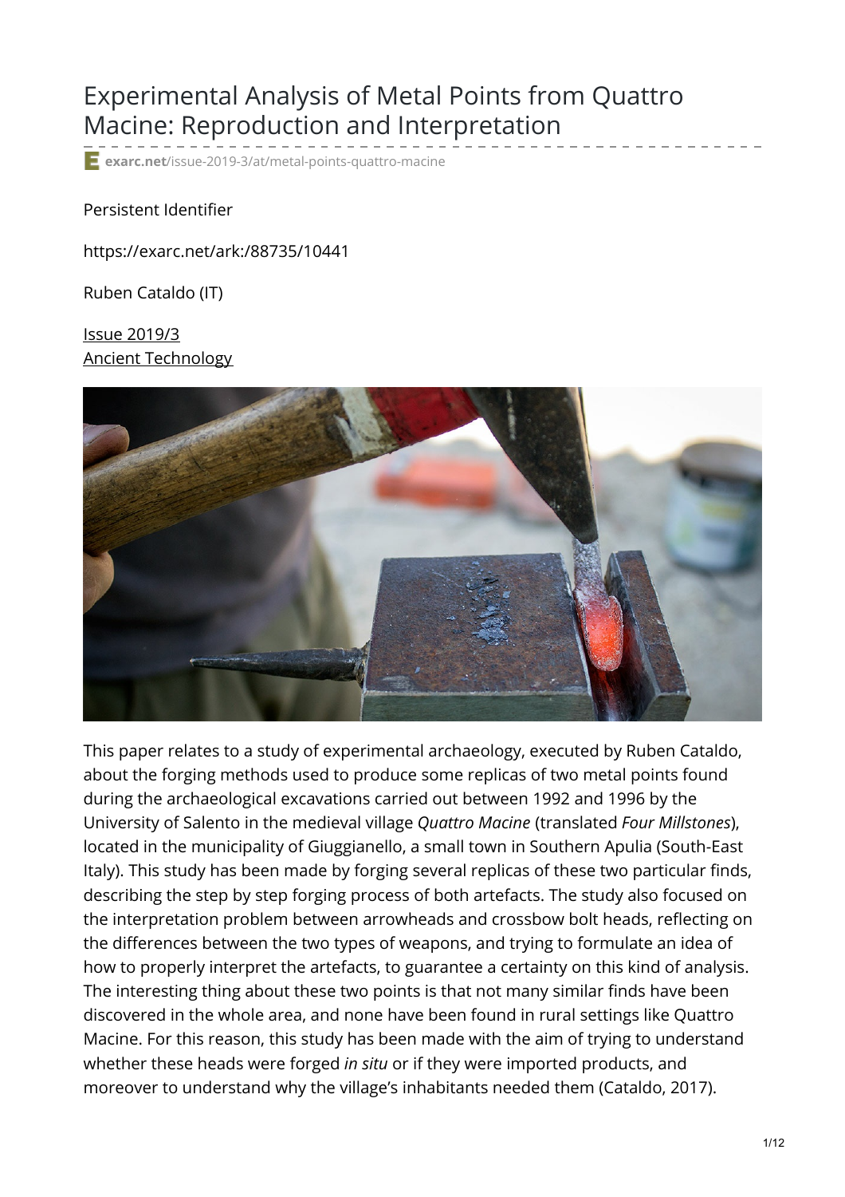# Experimental Analysis of Metal Points from Quattro Macine: Reproduction and Interpretation

exarc.net/issue-2019-3/at/metal-points-quattro-macine

Persistent Identifier

https://exarc.net/ark:/88735/10441

Ruben Cataldo (IT)

Issue 2019/3
Ancient Technology

This paper relates to a study of experimental archaeology, executed by Ruben Cataldo, about the forging methods used to produce some replicas of two metal points found during the archaeological excavations carried out between 1992 and 1996 by the University of Salento in the medieval village *Quattro Macine* (translated *Four Millstones*), located in the municipality of Giuggianello, a small town in Southern Apulia (South-East Italy). This study has been made by forging several replicas of these two particular finds, describing the step by step forging process of both artefacts. The study also focused on the interpretation problem between arrowheads and crossbow bolt heads, reflecting on the differences between the two types of weapons, and trying to formulate an idea of how to properly interpret the artefacts, to guarantee a certainty on this kind of analysis. The interesting thing about these two points is that not many similar finds have been discovered in the whole area, and none have been found in rural settings like Quattro Macine. For this reason, this study has been made with the aim of trying to understand whether these heads were forged *in situ* or if they were imported products, and moreover to understand why the village's inhabitants needed them (Cataldo, 2017).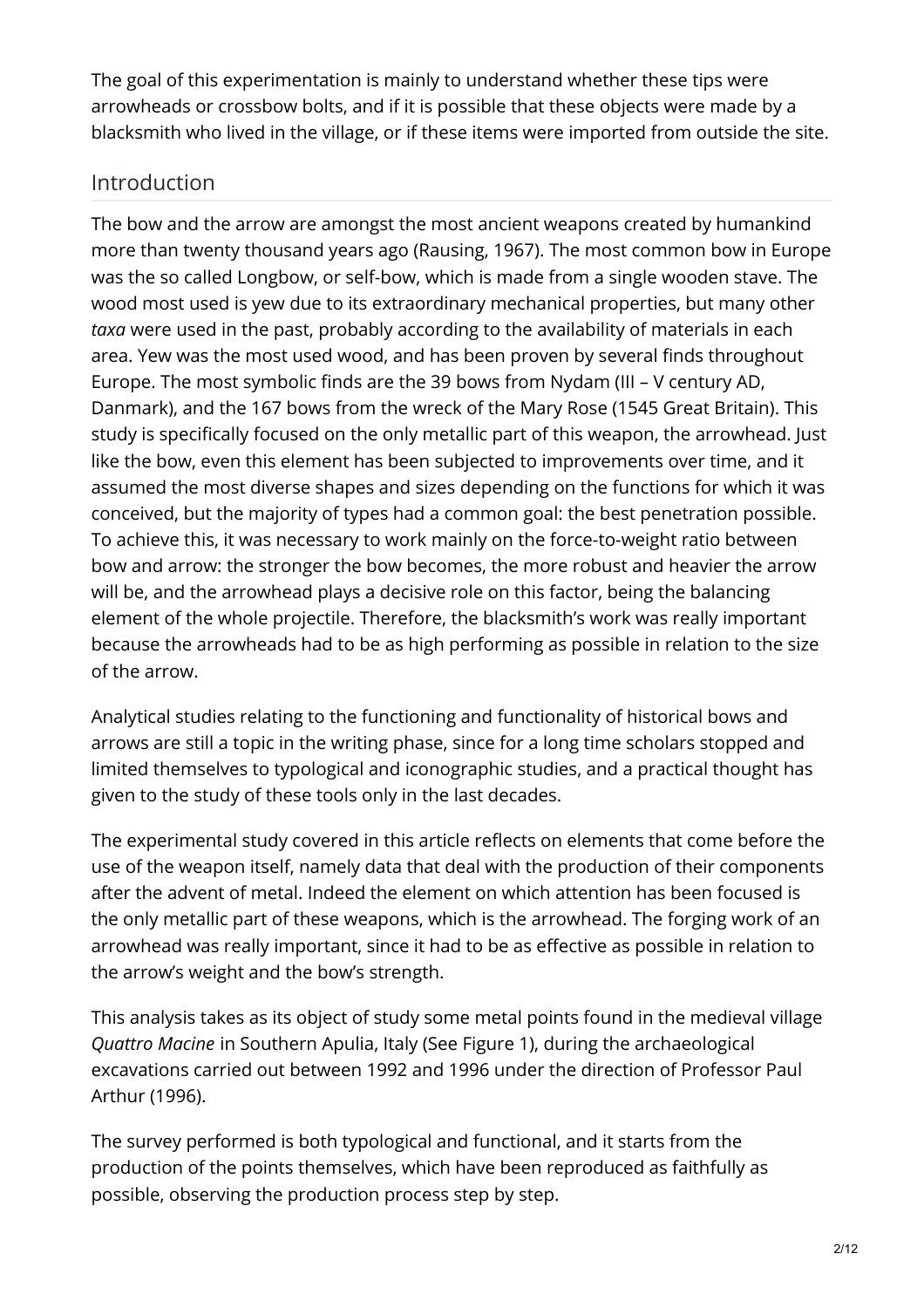The goal of this experimentation is mainly to understand whether these tips were arrowheads or crossbow bolts, and if it is possible that these objects were made by a blacksmith who lived in the village, or if these items were imported from outside the site.

## Introduction

The bow and the arrow are amongst the most ancient weapons created by humankind more than twenty thousand years ago (Rausing, 1967). The most common bow in Europe was the so called Longbow, or self-bow, which is made from a single wooden stave. The wood most used is yew due to its extraordinary mechanical properties, but many other *taxa* were used in the past, probably according to the availability of materials in each area. Yew was the most used wood, and has been proven by several finds throughout Europe. The most symbolic finds are the 39 bows from Nydam (III – V century AD, Danmark), and the 167 bows from the wreck of the Mary Rose (1545 Great Britain). This study is specifically focused on the only metallic part of this weapon, the arrowhead. Just like the bow, even this element has been subjected to improvements over time, and it assumed the most diverse shapes and sizes depending on the functions for which it was conceived, but the majority of types had a common goal: the best penetration possible. To achieve this, it was necessary to work mainly on the force-to-weight ratio between bow and arrow: the stronger the bow becomes, the more robust and heavier the arrow will be, and the arrowhead plays a decisive role on this factor, being the balancing element of the whole projectile. Therefore, the blacksmith's work was really important because the arrowheads had to be as high performing as possible in relation to the size of the arrow.

Analytical studies relating to the functioning and functionality of historical bows and arrows are still a topic in the writing phase, since for a long time scholars stopped and limited themselves to typological and iconographic studies, and a practical thought has given to the study of these tools only in the last decades.

The experimental study covered in this article reflects on elements that come before the use of the weapon itself, namely data that deal with the production of their components after the advent of metal. Indeed the element on which attention has been focused is the only metallic part of these weapons, which is the arrowhead. The forging work of an arrowhead was really important, since it had to be as effective as possible in relation to the arrow's weight and the bow's strength.

This analysis takes as its object of study some metal points found in the medieval village *Quattro Macine* in Southern Apulia, Italy (See Figure 1), during the archaeological excavations carried out between 1992 and 1996 under the direction of Professor Paul Arthur (1996).

The survey performed is both typological and functional, and it starts from the production of the points themselves, which have been reproduced as faithfully as possible, observing the production process step by step.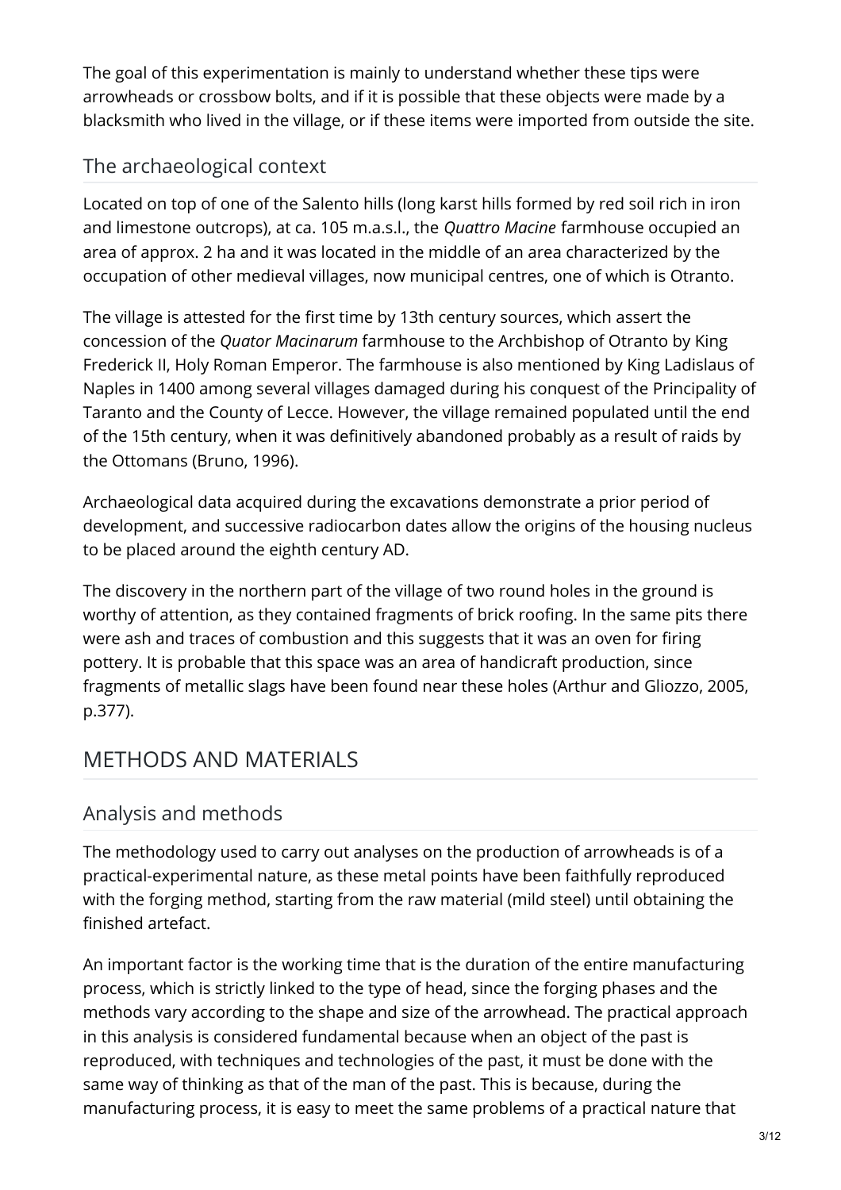The goal of this experimentation is mainly to understand whether these tips were arrowheads or crossbow bolts, and if it is possible that these objects were made by a blacksmith who lived in the village, or if these items were imported from outside the site.

### The archaeological context

Located on top of one of the Salento hills (long karst hills formed by red soil rich in iron and limestone outcrops), at ca. 105 m.a.s.l., the *Quattro Macine* farmhouse occupied an area of approx. 2 ha and it was located in the middle of an area characterized by the occupation of other medieval villages, now municipal centres, one of which is Otranto.

The village is attested for the first time by 13th century sources, which assert the concession of the *Quator Macinarum* farmhouse to the Archbishop of Otranto by King Frederick II, Holy Roman Emperor. The farmhouse is also mentioned by King Ladislaus of Naples in 1400 among several villages damaged during his conquest of the Principality of Taranto and the County of Lecce. However, the village remained populated until the end of the 15th century, when it was definitively abandoned probably as a result of raids by the Ottomans (Bruno, 1996).

Archaeological data acquired during the excavations demonstrate a prior period of development, and successive radiocarbon dates allow the origins of the housing nucleus to be placed around the eighth century AD.

The discovery in the northern part of the village of two round holes in the ground is worthy of attention, as they contained fragments of brick roofing. In the same pits there were ash and traces of combustion and this suggests that it was an oven for firing pottery. It is probable that this space was an area of handicraft production, since fragments of metallic slags have been found near these holes (Arthur and Gliozzo, 2005, p.377).

## METHODS AND MATERIALS

### Analysis and methods

The methodology used to carry out analyses on the production of arrowheads is of a practical-experimental nature, as these metal points have been faithfully reproduced with the forging method, starting from the raw material (mild steel) until obtaining the finished artefact.

An important factor is the working time that is the duration of the entire manufacturing process, which is strictly linked to the type of head, since the forging phases and the methods vary according to the shape and size of the arrowhead. The practical approach in this analysis is considered fundamental because when an object of the past is reproduced, with techniques and technologies of the past, it must be done with the same way of thinking as that of the man of the past. This is because, during the manufacturing process, it is easy to meet the same problems of a practical nature that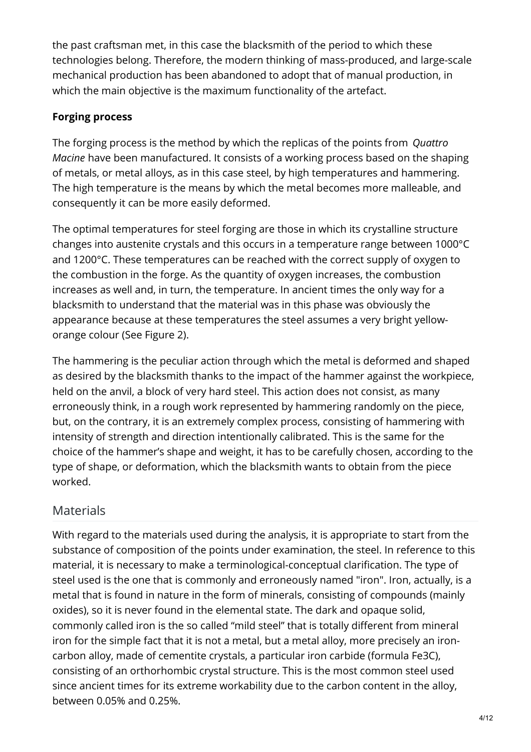the past craftsman met, in this case the blacksmith of the period to which these technologies belong. Therefore, the modern thinking of mass-produced, and large-scale mechanical production has been abandoned to adopt that of manual production, in which the main objective is the maximum functionality of the artefact.

**Forging process**

The forging process is the method by which the replicas of the points from *Quattro Macine* have been manufactured. It consists of a working process based on the shaping of metals, or metal alloys, as in this case steel, by high temperatures and hammering. The high temperature is the means by which the metal becomes more malleable, and consequently it can be more easily deformed.

The optimal temperatures for steel forging are those in which its crystalline structure changes into austenite crystals and this occurs in a temperature range between 1000°C and 1200°C. These temperatures can be reached with the correct supply of oxygen to the combustion in the forge. As the quantity of oxygen increases, the combustion increases as well and, in turn, the temperature. In ancient times the only way for a blacksmith to understand that the material was in this phase was obviously the appearance because at these temperatures the steel assumes a very bright yellow-orange colour (See Figure 2).

The hammering is the peculiar action through which the metal is deformed and shaped as desired by the blacksmith thanks to the impact of the hammer against the workpiece, held on the anvil, a block of very hard steel. This action does not consist, as many erroneously think, in a rough work represented by hammering randomly on the piece, but, on the contrary, it is an extremely complex process, consisting of hammering with intensity of strength and direction intentionally calibrated. This is the same for the choice of the hammer's shape and weight, it has to be carefully chosen, according to the type of shape, or deformation, which the blacksmith wants to obtain from the piece worked.

## Materials

With regard to the materials used during the analysis, it is appropriate to start from the substance of composition of the points under examination, the steel. In reference to this material, it is necessary to make a terminological-conceptual clarification. The type of steel used is the one that is commonly and erroneously named "iron". Iron, actually, is a metal that is found in nature in the form of minerals, consisting of compounds (mainly oxides), so it is never found in the elemental state. The dark and opaque solid, commonly called iron is the so called "mild steel" that is totally different from mineral iron for the simple fact that it is not a metal, but a metal alloy, more precisely an iron-carbon alloy, made of cementite crystals, a particular iron carbide (formula $Fe_3C$), consisting of an orthorhombic crystal structure. This is the most common steel used since ancient times for its extreme workability due to the carbon content in the alloy, between 0.05% and 0.25%.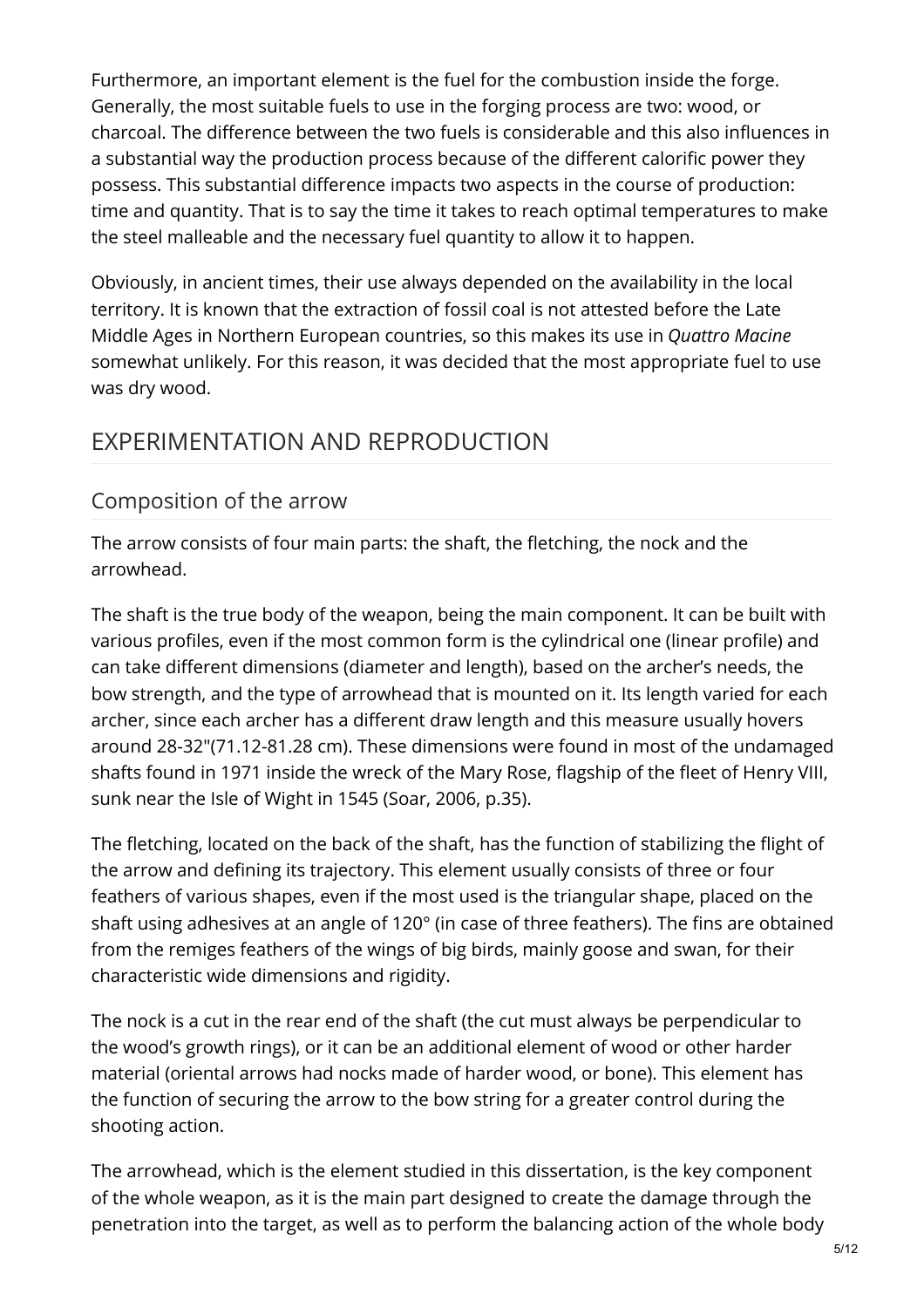Furthermore, an important element is the fuel for the combustion inside the forge. Generally, the most suitable fuels to use in the forging process are two: wood, or charcoal. The difference between the two fuels is considerable and this also influences in a substantial way the production process because of the different calorific power they possess. This substantial difference impacts two aspects in the course of production: time and quantity. That is to say the time it takes to reach optimal temperatures to make the steel malleable and the necessary fuel quantity to allow it to happen.

Obviously, in ancient times, their use always depended on the availability in the local territory. It is known that the extraction of fossil coal is not attested before the Late Middle Ages in Northern European countries, so this makes its use in *Quattro Macine* somewhat unlikely. For this reason, it was decided that the most appropriate fuel to use was dry wood.

## EXPERIMENTATION AND REPRODUCTION

### Composition of the arrow

The arrow consists of four main parts: the shaft, the fletching, the nock and the arrowhead.

The shaft is the true body of the weapon, being the main component. It can be built with various profiles, even if the most common form is the cylindrical one (linear profile) and can take different dimensions (diameter and length), based on the archer's needs, the bow strength, and the type of arrowhead that is mounted on it. Its length varied for each archer, since each archer has a different draw length and this measure usually hovers around 28-32"(71.12-81.28 cm). These dimensions were found in most of the undamaged shafts found in 1971 inside the wreck of the Mary Rose, flagship of the fleet of Henry VIII, sunk near the Isle of Wight in 1545 (Soar, 2006, p.35).

The fletching, located on the back of the shaft, has the function of stabilizing the flight of the arrow and defining its trajectory. This element usually consists of three or four feathers of various shapes, even if the most used is the triangular shape, placed on the shaft using adhesives at an angle of 120° (in case of three feathers). The fins are obtained from the remiges feathers of the wings of big birds, mainly goose and swan, for their characteristic wide dimensions and rigidity.

The nock is a cut in the rear end of the shaft (the cut must always be perpendicular to the wood's growth rings), or it can be an additional element of wood or other harder material (oriental arrows had nocks made of harder wood, or bone). This element has the function of securing the arrow to the bow string for a greater control during the shooting action.

The arrowhead, which is the element studied in this dissertation, is the key component of the whole weapon, as it is the main part designed to create the damage through the penetration into the target, as well as to perform the balancing action of the whole body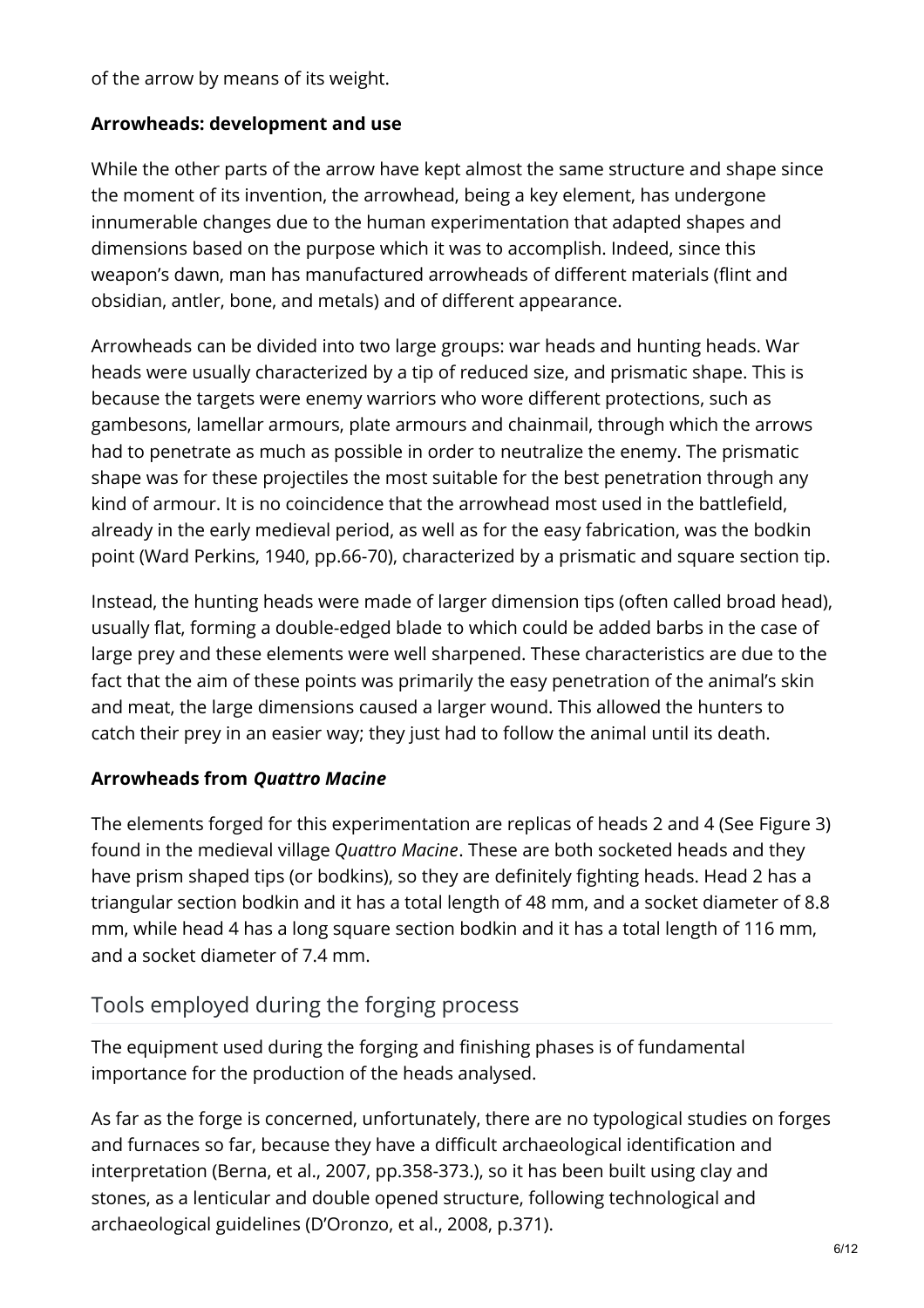of the arrow by means of its weight.

**Arrowheads: development and use**

While the other parts of the arrow have kept almost the same structure and shape since the moment of its invention, the arrowhead, being a key element, has undergone innumerable changes due to the human experimentation that adapted shapes and dimensions based on the purpose which it was to accomplish. Indeed, since this weapon's dawn, man has manufactured arrowheads of different materials (flint and obsidian, antler, bone, and metals) and of different appearance.

Arrowheads can be divided into two large groups: war heads and hunting heads. War heads were usually characterized by a tip of reduced size, and prismatic shape. This is because the targets were enemy warriors who wore different protections, such as gambesons, lamellar armours, plate armours and chainmail, through which the arrows had to penetrate as much as possible in order to neutralize the enemy. The prismatic shape was for these projectiles the most suitable for the best penetration through any kind of armour. It is no coincidence that the arrowhead most used in the battlefield, already in the early medieval period, as well as for the easy fabrication, was the bodkin point (Ward Perkins, 1940, pp.66-70), characterized by a prismatic and square section tip.

Instead, the hunting heads were made of larger dimension tips (often called broad head), usually flat, forming a double-edged blade to which could be added barbs in the case of large prey and these elements were well sharpened. These characteristics are due to the fact that the aim of these points was primarily the easy penetration of the animal's skin and meat, the large dimensions caused a larger wound. This allowed the hunters to catch their prey in an easier way; they just had to follow the animal until its death.

**Arrowheads from *Quattro Macine***

The elements forged for this experimentation are replicas of heads 2 and 4 (See Figure 3) found in the medieval village *Quattro Macine*. These are both socketed heads and they have prism shaped tips (or bodkins), so they are definitely fighting heads. Head 2 has a triangular section bodkin and it has a total length of 48 mm, and a socket diameter of 8.8 mm, while head 4 has a long square section bodkin and it has a total length of 116 mm, and a socket diameter of 7.4 mm.

## Tools employed during the forging process

The equipment used during the forging and finishing phases is of fundamental importance for the production of the heads analysed.

As far as the forge is concerned, unfortunately, there are no typological studies on forges and furnaces so far, because they have a difficult archaeological identification and interpretation (Berna, et al., 2007, pp.358-373.), so it has been built using clay and stones, as a lenticular and double opened structure, following technological and archaeological guidelines (D'Oronzo, et al., 2008, p.371).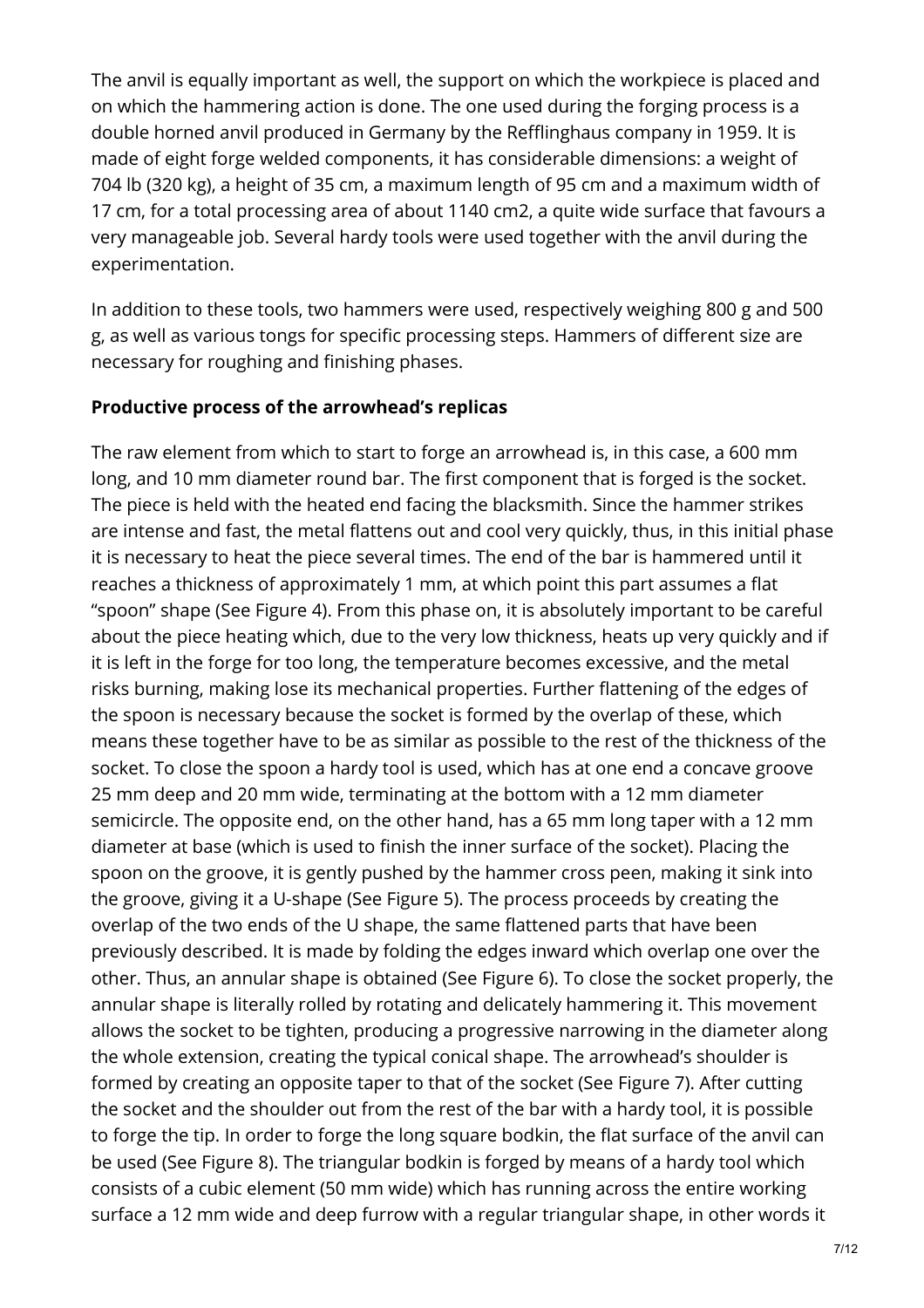The anvil is equally important as well, the support on which the workpiece is placed and on which the hammering action is done. The one used during the forging process is a double horned anvil produced in Germany by the Refflinghaus company in 1959. It is made of eight forge welded components, it has considerable dimensions: a weight of 704 lb (320 kg), a height of 35 cm, a maximum length of 95 cm and a maximum width of 17 cm, for a total processing area of about 1140 cm2, a quite wide surface that favours a very manageable job. Several hardy tools were used together with the anvil during the experimentation.

In addition to these tools, two hammers were used, respectively weighing 800 g and 500 g, as well as various tongs for specific processing steps. Hammers of different size are necessary for roughing and finishing phases.

**Productive process of the arrowhead's replicas**

The raw element from which to start to forge an arrowhead is, in this case, a 600 mm long, and 10 mm diameter round bar. The first component that is forged is the socket. The piece is held with the heated end facing the blacksmith. Since the hammer strikes are intense and fast, the metal flattens out and cool very quickly, thus, in this initial phase it is necessary to heat the piece several times. The end of the bar is hammered until it reaches a thickness of approximately 1 mm, at which point this part assumes a flat "spoon" shape (See Figure 4). From this phase on, it is absolutely important to be careful about the piece heating which, due to the very low thickness, heats up very quickly and if it is left in the forge for too long, the temperature becomes excessive, and the metal risks burning, making lose its mechanical properties. Further flattening of the edges of the spoon is necessary because the socket is formed by the overlap of these, which means these together have to be as similar as possible to the rest of the thickness of the socket. To close the spoon a hardy tool is used, which has at one end a concave groove 25 mm deep and 20 mm wide, terminating at the bottom with a 12 mm diameter semicircle. The opposite end, on the other hand, has a 65 mm long taper with a 12 mm diameter at base (which is used to finish the inner surface of the socket). Placing the spoon on the groove, it is gently pushed by the hammer cross peen, making it sink into the groove, giving it a U-shape (See Figure 5). The process proceeds by creating the overlap of the two ends of the U shape, the same flattened parts that have been previously described. It is made by folding the edges inward which overlap one over the other. Thus, an annular shape is obtained (See Figure 6). To close the socket properly, the annular shape is literally rolled by rotating and delicately hammering it. This movement allows the socket to be tighten, producing a progressive narrowing in the diameter along the whole extension, creating the typical conical shape. The arrowhead's shoulder is formed by creating an opposite taper to that of the socket (See Figure 7). After cutting the socket and the shoulder out from the rest of the bar with a hardy tool, it is possible to forge the tip. In order to forge the long square bodkin, the flat surface of the anvil can be used (See Figure 8). The triangular bodkin is forged by means of a hardy tool which consists of a cubic element (50 mm wide) which has running across the entire working surface a 12 mm wide and deep furrow with a regular triangular shape, in other words it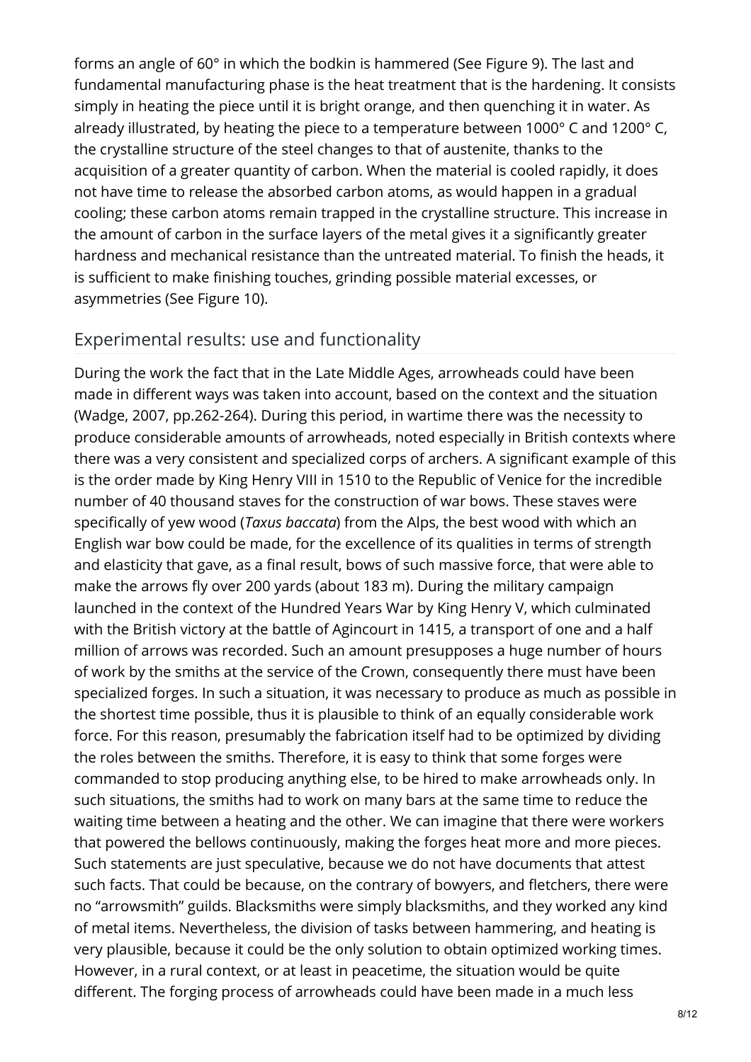forms an angle of 60° in which the bodkin is hammered (See Figure 9). The last and fundamental manufacturing phase is the heat treatment that is the hardening. It consists simply in heating the piece until it is bright orange, and then quenching it in water. As already illustrated, by heating the piece to a temperature between 1000° C and 1200° C, the crystalline structure of the steel changes to that of austenite, thanks to the acquisition of a greater quantity of carbon. When the material is cooled rapidly, it does not have time to release the absorbed carbon atoms, as would happen in a gradual cooling; these carbon atoms remain trapped in the crystalline structure. This increase in the amount of carbon in the surface layers of the metal gives it a significantly greater hardness and mechanical resistance than the untreated material. To finish the heads, it is sufficient to make finishing touches, grinding possible material excesses, or asymmetries (See Figure 10).

## Experimental results: use and functionality

During the work the fact that in the Late Middle Ages, arrowheads could have been made in different ways was taken into account, based on the context and the situation (Wadge, 2007, pp.262-264). During this period, in wartime there was the necessity to produce considerable amounts of arrowheads, noted especially in British contexts where there was a very consistent and specialized corps of archers. A significant example of this is the order made by King Henry VIII in 1510 to the Republic of Venice for the incredible number of 40 thousand staves for the construction of war bows. These staves were specifically of yew wood (*Taxus baccata*) from the Alps, the best wood with which an English war bow could be made, for the excellence of its qualities in terms of strength and elasticity that gave, as a final result, bows of such massive force, that were able to make the arrows fly over 200 yards (about 183 m). During the military campaign launched in the context of the Hundred Years War by King Henry V, which culminated with the British victory at the battle of Agincourt in 1415, a transport of one and a half million of arrows was recorded. Such an amount presupposes a huge number of hours of work by the smiths at the service of the Crown, consequently there must have been specialized forges. In such a situation, it was necessary to produce as much as possible in the shortest time possible, thus it is plausible to think of an equally considerable work force. For this reason, presumably the fabrication itself had to be optimized by dividing the roles between the smiths. Therefore, it is easy to think that some forges were commanded to stop producing anything else, to be hired to make arrowheads only. In such situations, the smiths had to work on many bars at the same time to reduce the waiting time between a heating and the other. We can imagine that there were workers that powered the bellows continuously, making the forges heat more and more pieces. Such statements are just speculative, because we do not have documents that attest such facts. That could be because, on the contrary of bowyers, and fletchers, there were no "arrowsmith" guilds. Blacksmiths were simply blacksmiths, and they worked any kind of metal items. Nevertheless, the division of tasks between hammering, and heating is very plausible, because it could be the only solution to obtain optimized working times. However, in a rural context, or at least in peacetime, the situation would be quite different. The forging process of arrowheads could have been made in a much less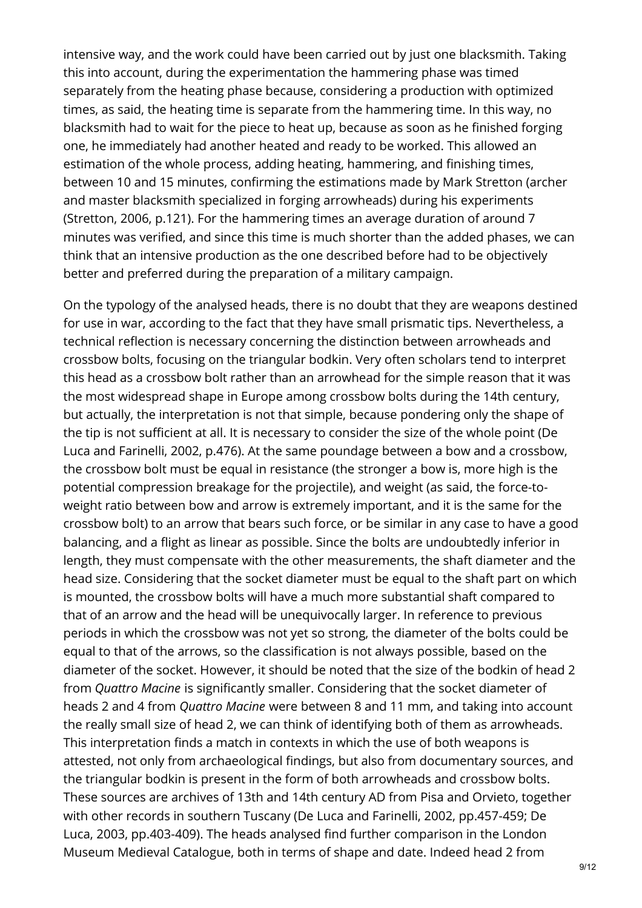intensive way, and the work could have been carried out by just one blacksmith. Taking this into account, during the experimentation the hammering phase was timed separately from the heating phase because, considering a production with optimized times, as said, the heating time is separate from the hammering time. In this way, no blacksmith had to wait for the piece to heat up, because as soon as he finished forging one, he immediately had another heated and ready to be worked. This allowed an estimation of the whole process, adding heating, hammering, and finishing times, between 10 and 15 minutes, confirming the estimations made by Mark Stretton (archer and master blacksmith specialized in forging arrowheads) during his experiments (Stretton, 2006, p.121). For the hammering times an average duration of around 7 minutes was verified, and since this time is much shorter than the added phases, we can think that an intensive production as the one described before had to be objectively better and preferred during the preparation of a military campaign.

On the typology of the analysed heads, there is no doubt that they are weapons destined for use in war, according to the fact that they have small prismatic tips. Nevertheless, a technical reflection is necessary concerning the distinction between arrowheads and crossbow bolts, focusing on the triangular bodkin. Very often scholars tend to interpret this head as a crossbow bolt rather than an arrowhead for the simple reason that it was the most widespread shape in Europe among crossbow bolts during the 14th century, but actually, the interpretation is not that simple, because pondering only the shape of the tip is not sufficient at all. It is necessary to consider the size of the whole point (De Luca and Farinelli, 2002, p.476). At the same poundage between a bow and a crossbow, the crossbow bolt must be equal in resistance (the stronger a bow is, more high is the potential compression breakage for the projectile), and weight (as said, the force-to-weight ratio between bow and arrow is extremely important, and it is the same for the crossbow bolt) to an arrow that bears such force, or be similar in any case to have a good balancing, and a flight as linear as possible. Since the bolts are undoubtedly inferior in length, they must compensate with the other measurements, the shaft diameter and the head size. Considering that the socket diameter must be equal to the shaft part on which is mounted, the crossbow bolts will have a much more substantial shaft compared to that of an arrow and the head will be unequivocally larger. In reference to previous periods in which the crossbow was not yet so strong, the diameter of the bolts could be equal to that of the arrows, so the classification is not always possible, based on the diameter of the socket. However, it should be noted that the size of the bodkin of head 2 from *Quattro Macine* is significantly smaller. Considering that the socket diameter of heads 2 and 4 from *Quattro Macine* were between 8 and 11 mm, and taking into account the really small size of head 2, we can think of identifying both of them as arrowheads. This interpretation finds a match in contexts in which the use of both weapons is attested, not only from archaeological findings, but also from documentary sources, and the triangular bodkin is present in the form of both arrowheads and crossbow bolts. These sources are archives of 13th and 14th century AD from Pisa and Orvieto, together with other records in southern Tuscany (De Luca and Farinelli, 2002, pp.457-459; De Luca, 2003, pp.403-409). The heads analysed find further comparison in the London Museum Medieval Catalogue, both in terms of shape and date. Indeed head 2 from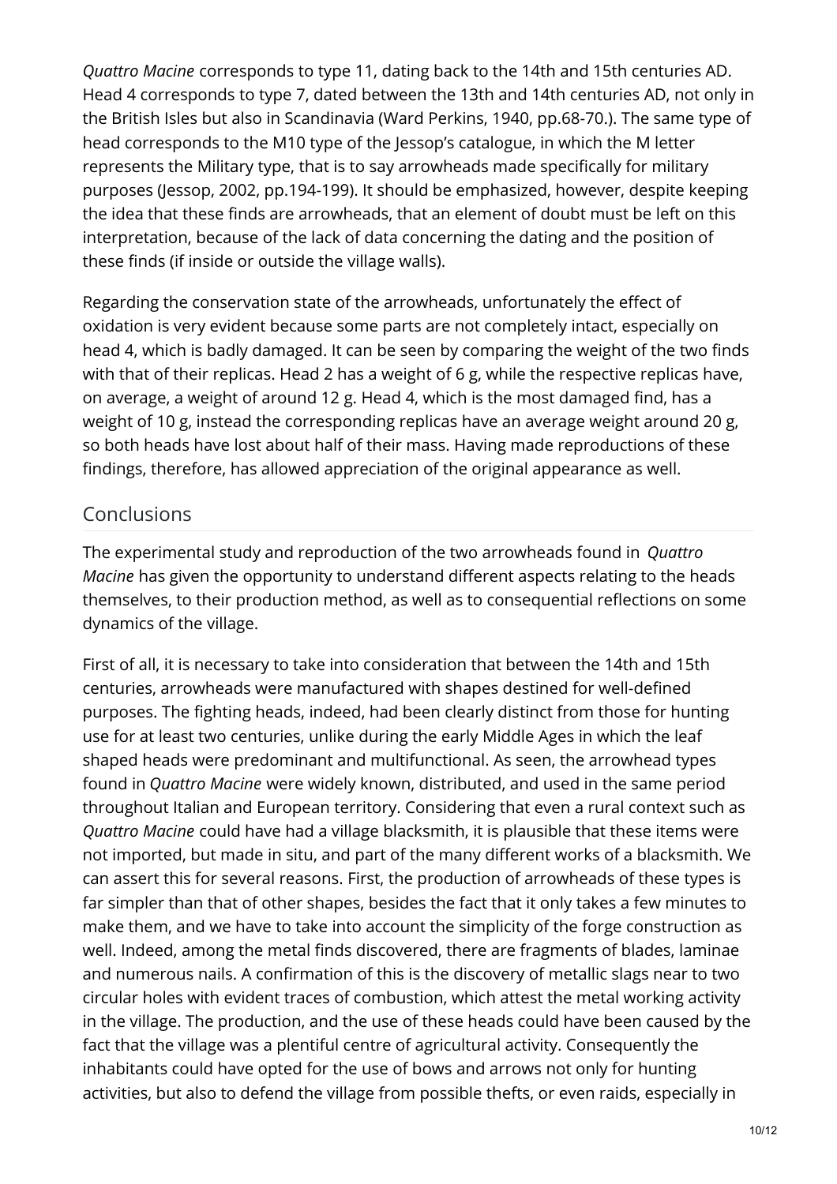*Quattro Macine* corresponds to type 11, dating back to the 14th and 15th centuries AD. Head 4 corresponds to type 7, dated between the 13th and 14th centuries AD, not only in the British Isles but also in Scandinavia (Ward Perkins, 1940, pp.68-70.). The same type of head corresponds to the M10 type of the Jessop's catalogue, in which the M letter represents the Military type, that is to say arrowheads made specifically for military purposes (Jessop, 2002, pp.194-199). It should be emphasized, however, despite keeping the idea that these finds are arrowheads, that an element of doubt must be left on this interpretation, because of the lack of data concerning the dating and the position of these finds (if inside or outside the village walls).

Regarding the conservation state of the arrowheads, unfortunately the effect of oxidation is very evident because some parts are not completely intact, especially on head 4, which is badly damaged. It can be seen by comparing the weight of the two finds with that of their replicas. Head 2 has a weight of 6 g, while the respective replicas have, on average, a weight of around 12 g. Head 4, which is the most damaged find, has a weight of 10 g, instead the corresponding replicas have an average weight around 20 g, so both heads have lost about half of their mass. Having made reproductions of these findings, therefore, has allowed appreciation of the original appearance as well.

## Conclusions

The experimental study and reproduction of the two arrowheads found in *Quattro Macine* has given the opportunity to understand different aspects relating to the heads themselves, to their production method, as well as to consequential reflections on some dynamics of the village.

First of all, it is necessary to take into consideration that between the 14th and 15th centuries, arrowheads were manufactured with shapes destined for well-defined purposes. The fighting heads, indeed, had been clearly distinct from those for hunting use for at least two centuries, unlike during the early Middle Ages in which the leaf shaped heads were predominant and multifunctional. As seen, the arrowhead types found in *Quattro Macine* were widely known, distributed, and used in the same period throughout Italian and European territory. Considering that even a rural context such as *Quattro Macine* could have had a village blacksmith, it is plausible that these items were not imported, but made in situ, and part of the many different works of a blacksmith. We can assert this for several reasons. First, the production of arrowheads of these types is far simpler than that of other shapes, besides the fact that it only takes a few minutes to make them, and we have to take into account the simplicity of the forge construction as well. Indeed, among the metal finds discovered, there are fragments of blades, laminae and numerous nails. A confirmation of this is the discovery of metallic slags near to two circular holes with evident traces of combustion, which attest the metal working activity in the village. The production, and the use of these heads could have been caused by the fact that the village was a plentiful centre of agricultural activity. Consequently the inhabitants could have opted for the use of bows and arrows not only for hunting activities, but also to defend the village from possible thefts, or even raids, especially in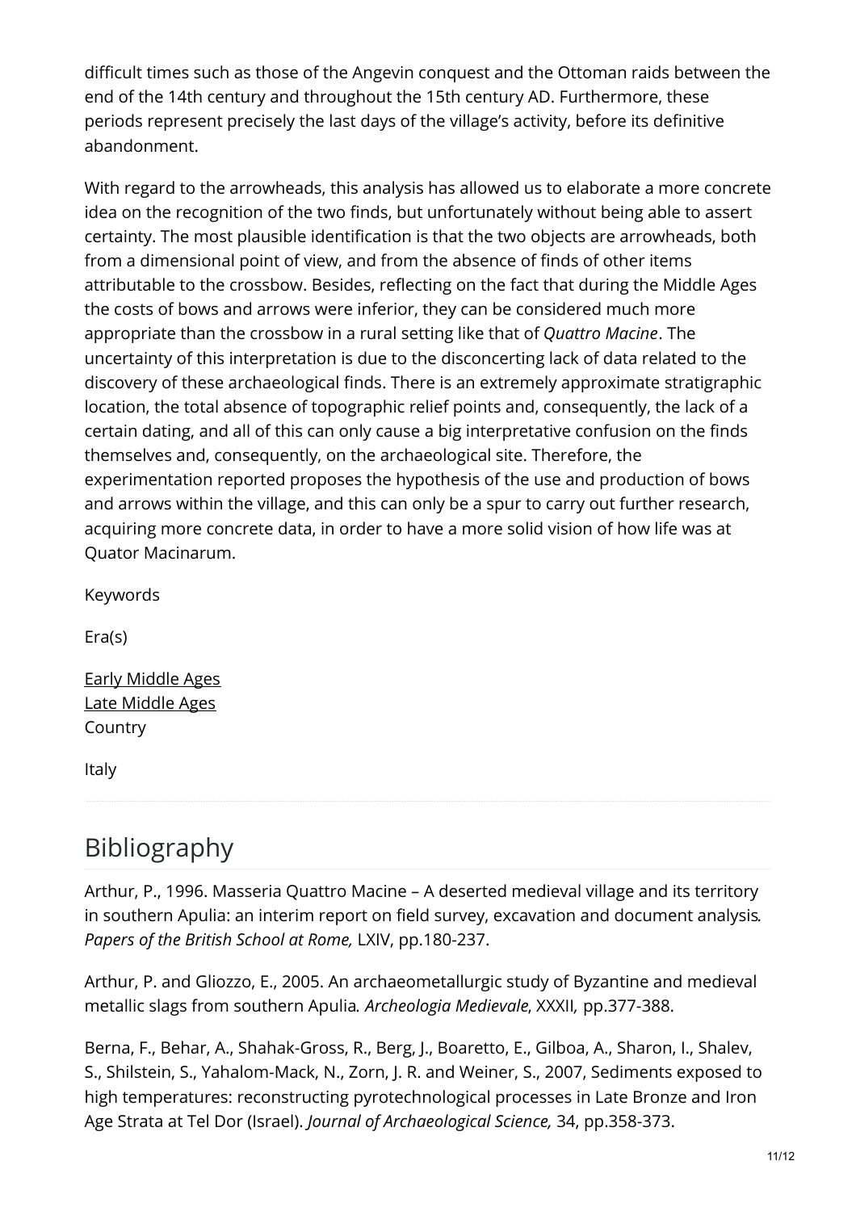difficult times such as those of the Angevin conquest and the Ottoman raids between the end of the 14th century and throughout the 15th century AD. Furthermore, these periods represent precisely the last days of the village's activity, before its definitive abandonment.

With regard to the arrowheads, this analysis has allowed us to elaborate a more concrete idea on the recognition of the two finds, but unfortunately without being able to assert certainty. The most plausible identification is that the two objects are arrowheads, both from a dimensional point of view, and from the absence of finds of other items attributable to the crossbow. Besides, reflecting on the fact that during the Middle Ages the costs of bows and arrows were inferior, they can be considered much more appropriate than the crossbow in a rural setting like that of *Quattro Macine*. The uncertainty of this interpretation is due to the disconcerting lack of data related to the discovery of these archaeological finds. There is an extremely approximate stratigraphic location, the total absence of topographic relief points and, consequently, the lack of a certain dating, and all of this can only cause a big interpretative confusion on the finds themselves and, consequently, on the archaeological site. Therefore, the experimentation reported proposes the hypothesis of the use and production of bows and arrows within the village, and this can only be a spur to carry out further research, acquiring more concrete data, in order to have a more solid vision of how life was at Quator Macinarum.

Keywords

Era(s)

Early Middle Ages
Late Middle Ages
Country

Italy

## Bibliography

Arthur, P., 1996. Masseria Quattro Macine – A deserted medieval village and its territory in southern Apulia: an interim report on field survey, excavation and document analysis. *Papers of the British School at Rome,* LXIV, pp.180-237.

Arthur, P. and Gliozzo, E., 2005. An archaeometallurgic study of Byzantine and medieval metallic slags from southern Apulia. *Archeologia Medievale*, XXXII, pp.377-388.

Berna, F., Behar, A., Shahak-Gross, R., Berg, J., Boaretto, E., Gilboa, A., Sharon, I., Shalev, S., Shilstein, S., Yahalom-Mack, N., Zorn, J. R. and Weiner, S., 2007, Sediments exposed to high temperatures: reconstructing pyrotechnological processes in Late Bronze and Iron Age Strata at Tel Dor (Israel). *Journal of Archaeological Science,* 34, pp.358-373.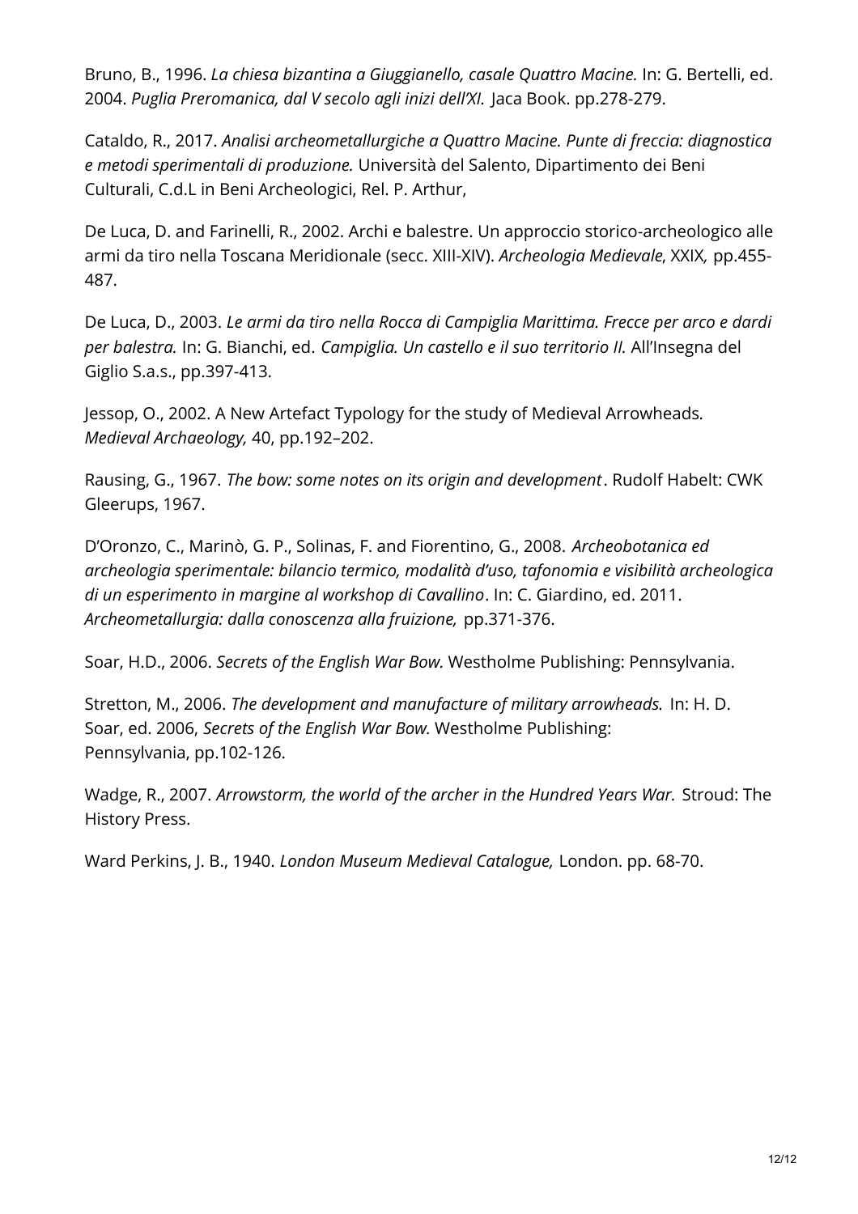Bruno, B., 1996. *La chiesa bizantina a Giuggianello, casale Quattro Macine.* In: G. Bertelli, ed. 2004. *Puglia Preromanica, dal V secolo agli inizi dell'XI.* Jaca Book. pp.278-279.

Cataldo, R., 2017. *Analisi archeometallurgiche a Quattro Macine. Punte di freccia: diagnostica e metodi sperimentali di produzione.* Università del Salento, Dipartimento dei Beni Culturali, C.d.L in Beni Archeologici, Rel. P. Arthur,

De Luca, D. and Farinelli, R., 2002. Archi e balestre. Un approccio storico-archeologico alle armi da tiro nella Toscana Meridionale (secc. XIII-XIV). *Archeologia Medievale*, XXIX, pp.455-487.

De Luca, D., 2003. *Le armi da tiro nella Rocca di Campiglia Marittima. Frecce per arco e dardi per balestra.* In: G. Bianchi, ed. *Campiglia. Un castello e il suo territorio II.* All'Insegna del Giglio S.a.s., pp.397-413.

Jessop, O., 2002. A New Artefact Typology for the study of Medieval Arrowheads. *Medieval Archaeology,* 40, pp.192–202.

Rausing, G., 1967. *The bow: some notes on its origin and development*. Rudolf Habelt: CWK Gleerups, 1967.

D'Oronzo, C., Marinò, G. P., Solinas, F. and Fiorentino, G., 2008. *Archeobotanica ed archeologia sperimentale: bilancio termico, modalità d'uso, tafonomia e visibilità archeologica di un esperimento in margine al workshop di Cavallino*. In: C. Giardino, ed. 2011. *Archeometallurgia: dalla conoscenza alla fruizione,* pp.371-376.

Soar, H.D., 2006. *Secrets of the English War Bow.* Westholme Publishing: Pennsylvania.

Stretton, M., 2006. *The development and manufacture of military arrowheads.* In: H. D. Soar, ed. 2006, *Secrets of the English War Bow.* Westholme Publishing: Pennsylvania, pp.102-126.

Wadge, R., 2007. *Arrowstorm, the world of the archer in the Hundred Years War.* Stroud: The History Press.

Ward Perkins, J. B., 1940. *London Museum Medieval Catalogue,* London. pp. 68-70.